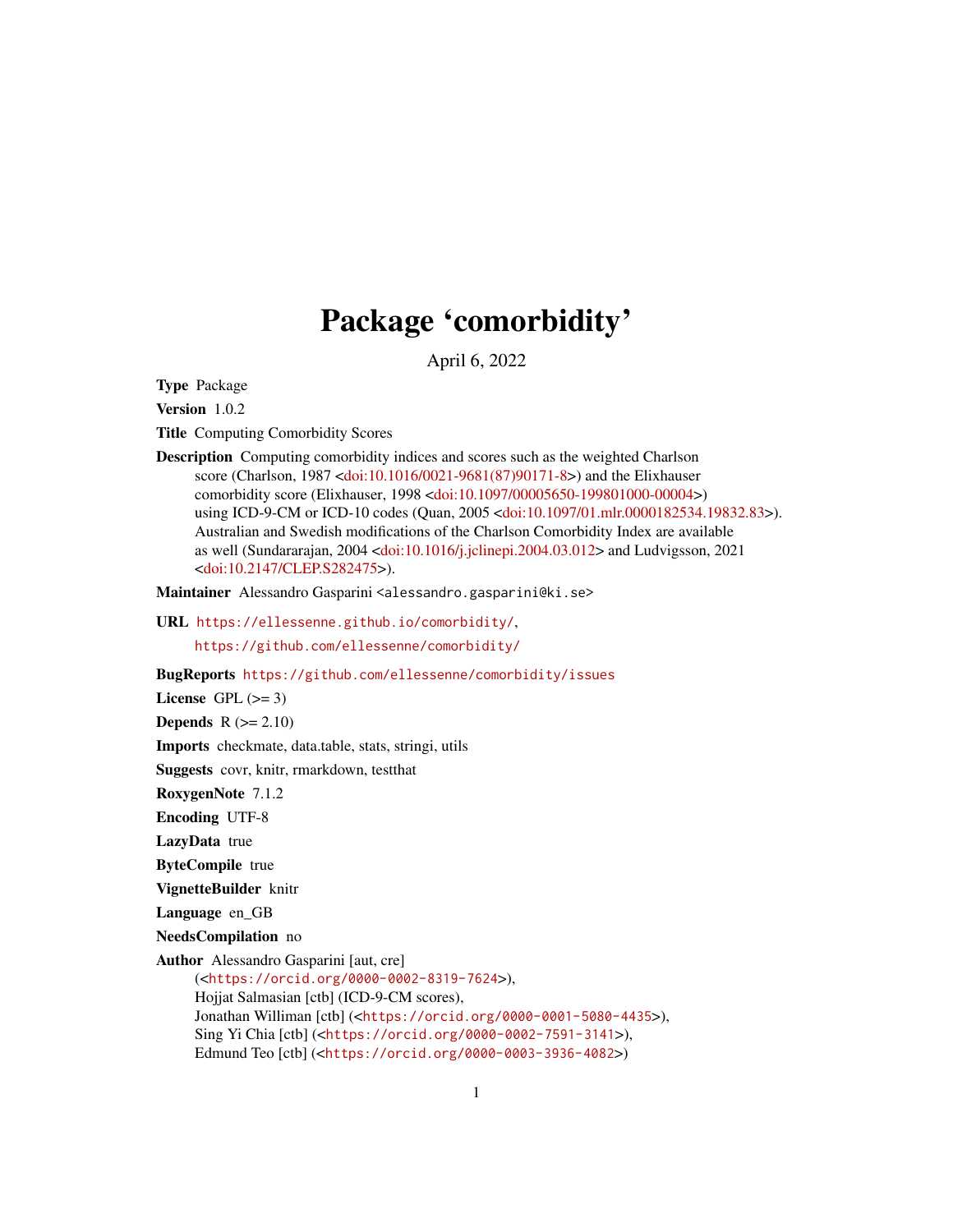# Package 'comorbidity'

April 6, 2022

**Type** Package

**Version** 1.0.2

**Title** Computing Comorbidity Scores

**Description** Computing comorbidity indices and scores such as the weighted Charlson score (Charlson, 1987 <doi:10.1016/0021-9681(87)90171-8>) and the Elixhauser comorbidity score (Elixhauser, 1998 <doi:10.1097/00005650-199801000-00004>) using ICD-9-CM or ICD-10 codes (Quan, 2005 <doi:10.1097/01.mlr.0000182534.19832.83>). Australian and Swedish modifications of the Charlson Comorbidity Index are available as well (Sundararajan, 2004 <doi:10.1016/j.jclinepi.2004.03.012> and Ludvigsson, 2021 <doi:10.2147/CLEP.S282475>).

**Maintainer** Alessandro Gasparini <alessandro.gasparini@ki.se>

**URL** https://ellessenne.github.io/comorbidity/, https://github.com/ellessenne/comorbidity/

**BugReports** https://github.com/ellessenne/comorbidity/issues

**License** GPL (>= 3)

**Depends** R (>= 2.10)

**Imports** checkmate, data.table, stats, stringi, utils

**Suggests** covr, knitr, rmarkdown, testthat

**RoxygenNote** 7.1.2

**Encoding** UTF-8

**LazyData** true

**ByteCompile** true

**VignetteBuilder** knitr

**Language** en_GB

**NeedsCompilation** no

**Author** Alessandro Gasparini [aut, cre] (<https://orcid.org/0000-0002-8319-7624>), Hojjat Salmasian [ctb] (ICD-9-CM scores), Jonathan Williman [ctb] (<https://orcid.org/0000-0001-5080-4435>), Sing Yi Chia [ctb] (<https://orcid.org/0000-0002-7591-3141>), Edmund Teo [ctb] (<https://orcid.org/0000-0003-3936-4082>)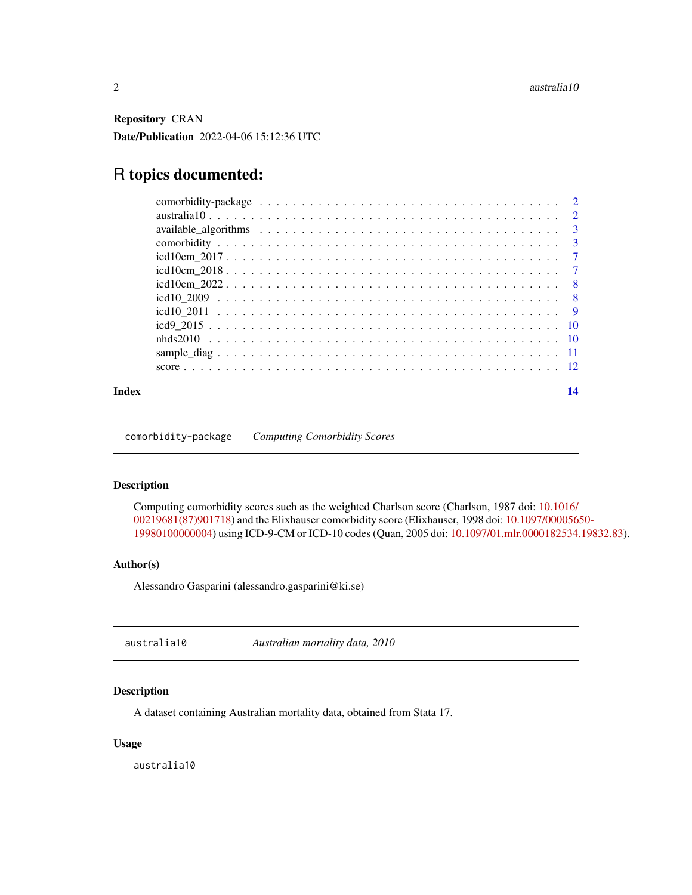**Repository** CRAN

**Date/Publication** 2022-04-06 15:12:36 UTC

# R topics documented:

- comorbidity-package . . . . . . . . . . . . . . . . . . . . . . . . . . . . . . . . . . . . 2
- australia10 . . . . . . . . . . . . . . . . . . . . . . . . . . . . . . . . . . . . . . . . . 2
- available_algorithms . . . . . . . . . . . . . . . . . . . . . . . . . . . . . . . . . . . 3
- comorbidity . . . . . . . . . . . . . . . . . . . . . . . . . . . . . . . . . . . . . . . . 3
- icd10cm_2017 . . . . . . . . . . . . . . . . . . . . . . . . . . . . . . . . . . . . . . . 7
- icd10cm_2018 . . . . . . . . . . . . . . . . . . . . . . . . . . . . . . . . . . . . . . . 7
- icd10cm_2022 . . . . . . . . . . . . . . . . . . . . . . . . . . . . . . . . . . . . . . . 8
- icd10_2009 . . . . . . . . . . . . . . . . . . . . . . . . . . . . . . . . . . . . . . . . 8
- icd10_2011 . . . . . . . . . . . . . . . . . . . . . . . . . . . . . . . . . . . . . . . . 9
- icd9_2015 . . . . . . . . . . . . . . . . . . . . . . . . . . . . . . . . . . . . . . . . . 10
- nhds2010 . . . . . . . . . . . . . . . . . . . . . . . . . . . . . . . . . . . . . . . . . 10
- sample_diag . . . . . . . . . . . . . . . . . . . . . . . . . . . . . . . . . . . . . . . . 11
- score . . . . . . . . . . . . . . . . . . . . . . . . . . . . . . . . . . . . . . . . . . . . 12

**Index** **14**

---

## comorbidity-package — *Computing Comorbidity Scores*

### Description

Computing comorbidity scores such as the weighted Charlson score (Charlson, 1987 doi: 10.1016/00219681(87)901718) and the Elixhauser comorbidity score (Elixhauser, 1998 doi: 10.1097/00005650-19980100000004) using ICD-9-CM or ICD-10 codes (Quan, 2005 doi: 10.1097/01.mlr.0000182534.19832.83).

### Author(s)

Alessandro Gasparini (alessandro.gasparini@ki.se)

---

## australia10 — *Australian mortality data, 2010*

### Description

A dataset containing Australian mortality data, obtained from Stata 17.

### Usage

```
australia10
```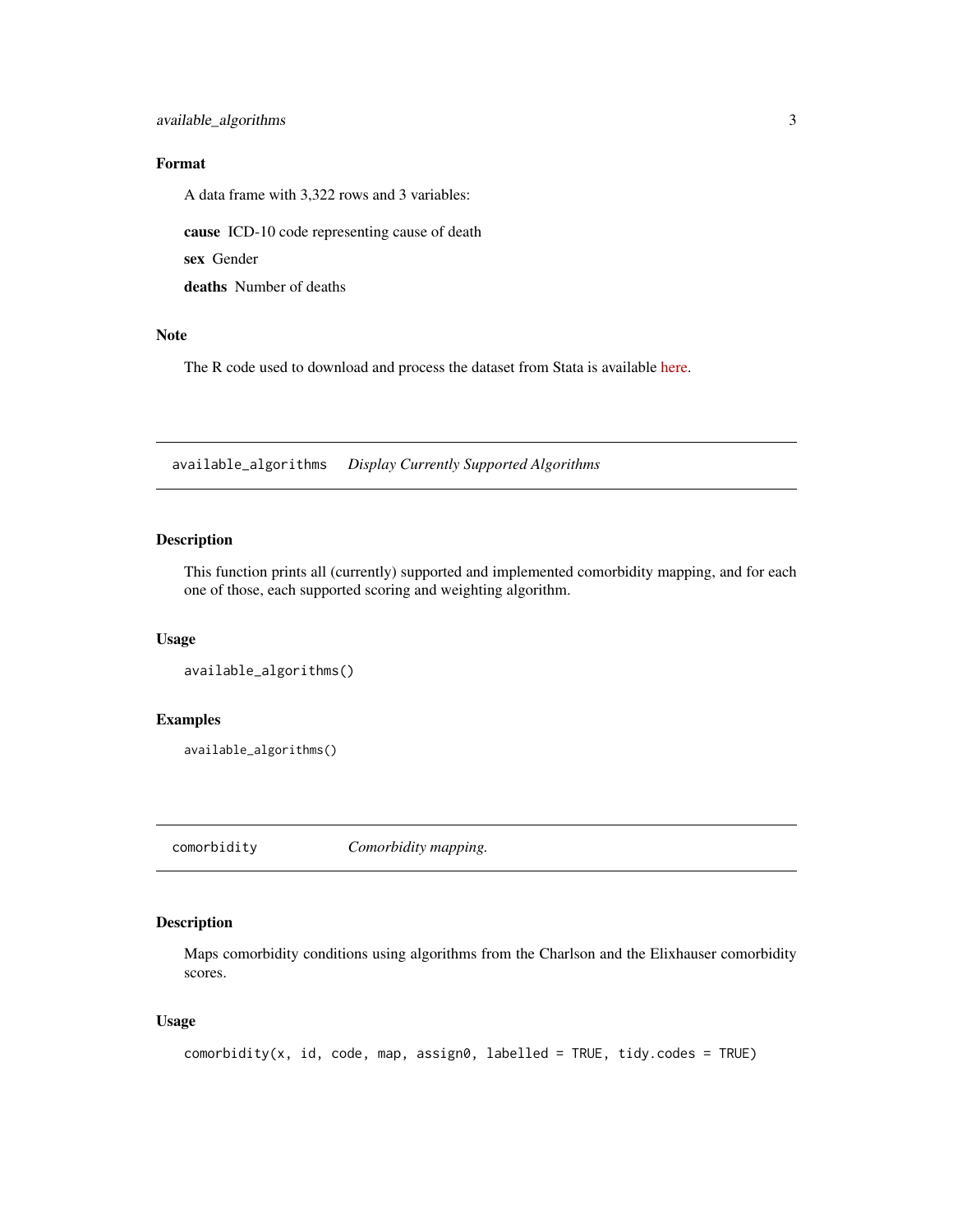## Format

A data frame with 3,322 rows and 3 variables:

**cause** ICD-10 code representing cause of death

**sex** Gender

**deaths** Number of deaths

## Note

The R code used to download and process the dataset from Stata is available here.

---

# `available_algorithms` *Display Currently Supported Algorithms*

## Description

This function prints all (currently) supported and implemented comorbidity mapping, and for each one of those, each supported scoring and weighting algorithm.

## Usage

```
available_algorithms()
```

## Examples

```
available_algorithms()
```

---

# `comorbidity` *Comorbidity mapping.*

## Description

Maps comorbidity conditions using algorithms from the Charlson and the Elixhauser comorbidity scores.

## Usage

```
comorbidity(x, id, code, map, assign0, labelled = TRUE, tidy.codes = TRUE)
```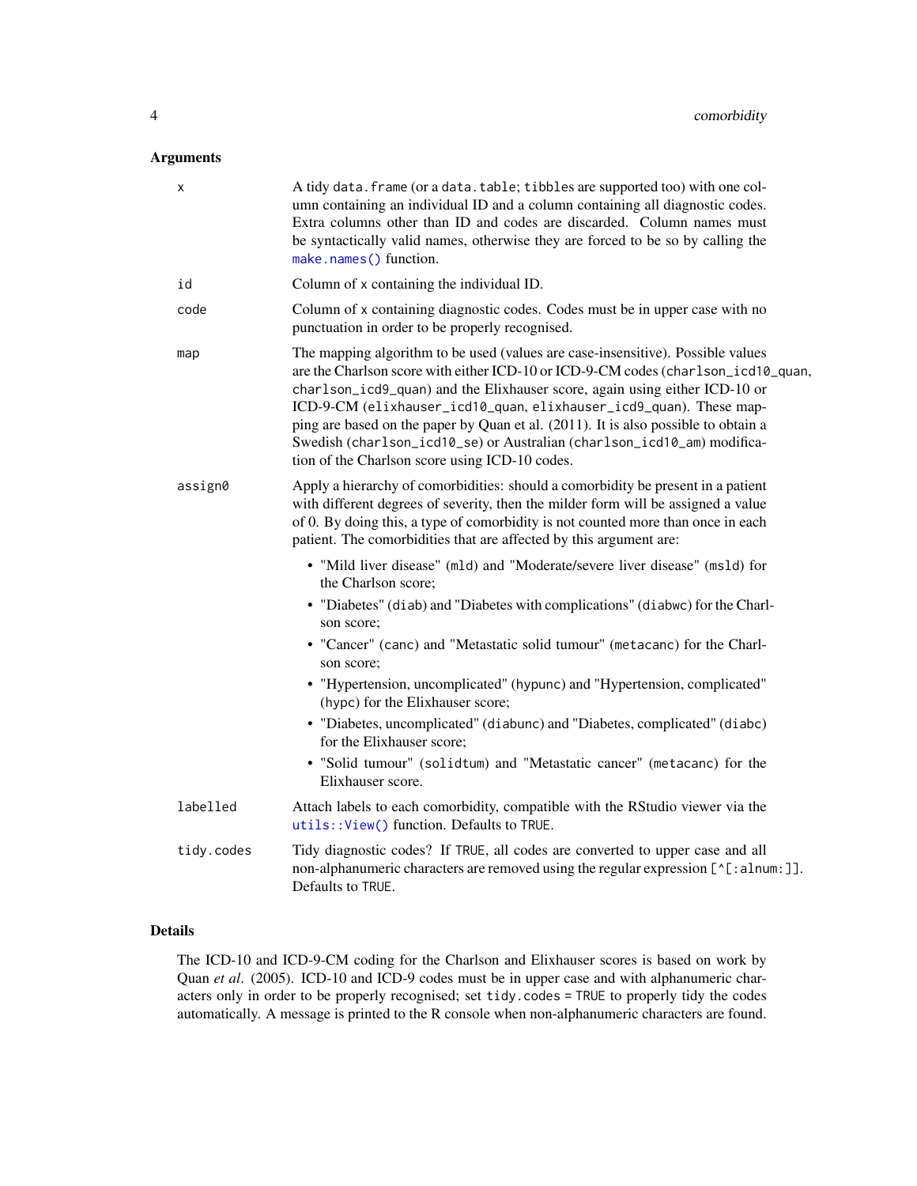## Arguments

- **x**: A tidy `data.frame` (or a `data.table`; `tibbles` are supported too) with one column containing an individual ID and a column containing all diagnostic codes. Extra columns other than ID and codes are discarded. Column names must be syntactically valid names, otherwise they are forced to be so by calling the `make.names()` function.
- **id**: Column of `x` containing the individual ID.
- **code**: Column of `x` containing diagnostic codes. Codes must be in upper case with no punctuation in order to be properly recognised.
- **map**: The mapping algorithm to be used (values are case-insensitive). Possible values are the Charlson score with either ICD-10 or ICD-9-CM codes (`charlson_icd10_quan`, `charlson_icd9_quan`) and the Elixhauser score, again using either ICD-10 or ICD-9-CM (`elixhauser_icd10_quan`, `elixhauser_icd9_quan`). These mapping are based on the paper by Quan et al. (2011). It is also possible to obtain a Swedish (`charlson_icd10_se`) or Australian (`charlson_icd10_am`) modification of the Charlson score using ICD-10 codes.
- **assign0**: Apply a hierarchy of comorbidities: should a comorbidity be present in a patient with different degrees of severity, then the milder form will be assigned a value of 0. By doing this, a type of comorbidity is not counted more than once in each patient. The comorbidities that are affected by this argument are:
  - "Mild liver disease" (`mld`) and "Moderate/severe liver disease" (`msld`) for the Charlson score;
  - "Diabetes" (`diab`) and "Diabetes with complications" (`diabwc`) for the Charlson score;
  - "Cancer" (`canc`) and "Metastatic solid tumour" (`metacanc`) for the Charlson score;
  - "Hypertension, uncomplicated" (`hypunc`) and "Hypertension, complicated" (`hypc`) for the Elixhauser score;
  - "Diabetes, uncomplicated" (`diabunc`) and "Diabetes, complicated" (`diabc`) for the Elixhauser score;
  - "Solid tumour" (`solidtum`) and "Metastatic cancer" (`metacanc`) for the Elixhauser score.
- **labelled**: Attach labels to each comorbidity, compatible with the RStudio viewer via the `utils::View()` function. Defaults to `TRUE`.
- **tidy.codes**: Tidy diagnostic codes? If `TRUE`, all codes are converted to upper case and all non-alphanumeric characters are removed using the regular expression `[^[:alnum:]]`. Defaults to `TRUE`.

## Details

The ICD-10 and ICD-9-CM coding for the Charlson and Elixhauser scores is based on work by Quan *et al*. (2005). ICD-10 and ICD-9 codes must be in upper case and with alphanumeric characters only in order to be properly recognised; set `tidy.codes = TRUE` to properly tidy the codes automatically. A message is printed to the R console when non-alphanumeric characters are found.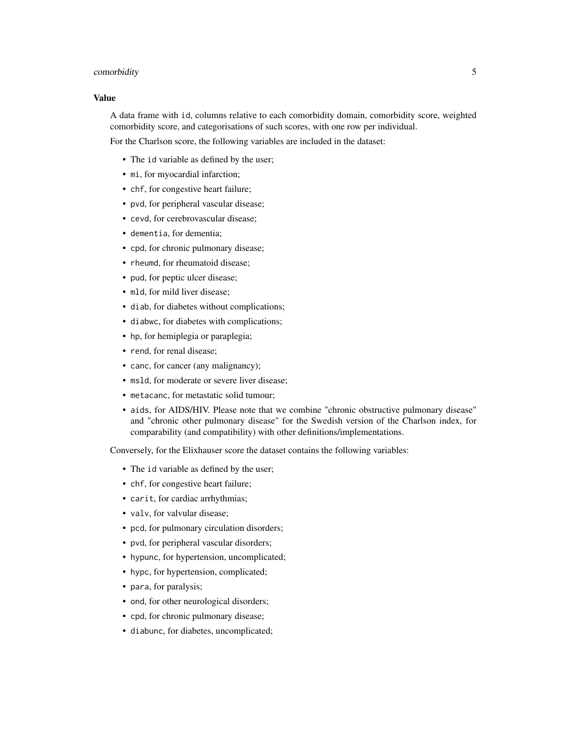### Value

A data frame with `id`, columns relative to each comorbidity domain, comorbidity score, weighted comorbidity score, and categorisations of such scores, with one row per individual.

For the Charlson score, the following variables are included in the dataset:

- The `id` variable as defined by the user;
- `mi`, for myocardial infarction;
- `chf`, for congestive heart failure;
- `pvd`, for peripheral vascular disease;
- `cevd`, for cerebrovascular disease;
- `dementia`, for dementia;
- `cpd`, for chronic pulmonary disease;
- `rheumd`, for rheumatoid disease;
- `pud`, for peptic ulcer disease;
- `mld`, for mild liver disease;
- `diab`, for diabetes without complications;
- `diabwc`, for diabetes with complications;
- `hp`, for hemiplegia or paraplegia;
- `rend`, for renal disease;
- `canc`, for cancer (any malignancy);
- `msld`, for moderate or severe liver disease;
- `metacanc`, for metastatic solid tumour;
- `aids`, for AIDS/HIV. Please note that we combine "chronic obstructive pulmonary disease" and "chronic other pulmonary disease" for the Swedish version of the Charlson index, for comparability (and compatibility) with other definitions/implementations.

Conversely, for the Elixhauser score the dataset contains the following variables:

- The `id` variable as defined by the user;
- `chf`, for congestive heart failure;
- `carit`, for cardiac arrhythmias;
- `valv`, for valvular disease;
- `pcd`, for pulmonary circulation disorders;
- `pvd`, for peripheral vascular disorders;
- `hypunc`, for hypertension, uncomplicated;
- `hypc`, for hypertension, complicated;
- `para`, for paralysis;
- `ond`, for other neurological disorders;
- `cpd`, for chronic pulmonary disease;
- `diabunc`, for diabetes, uncomplicated;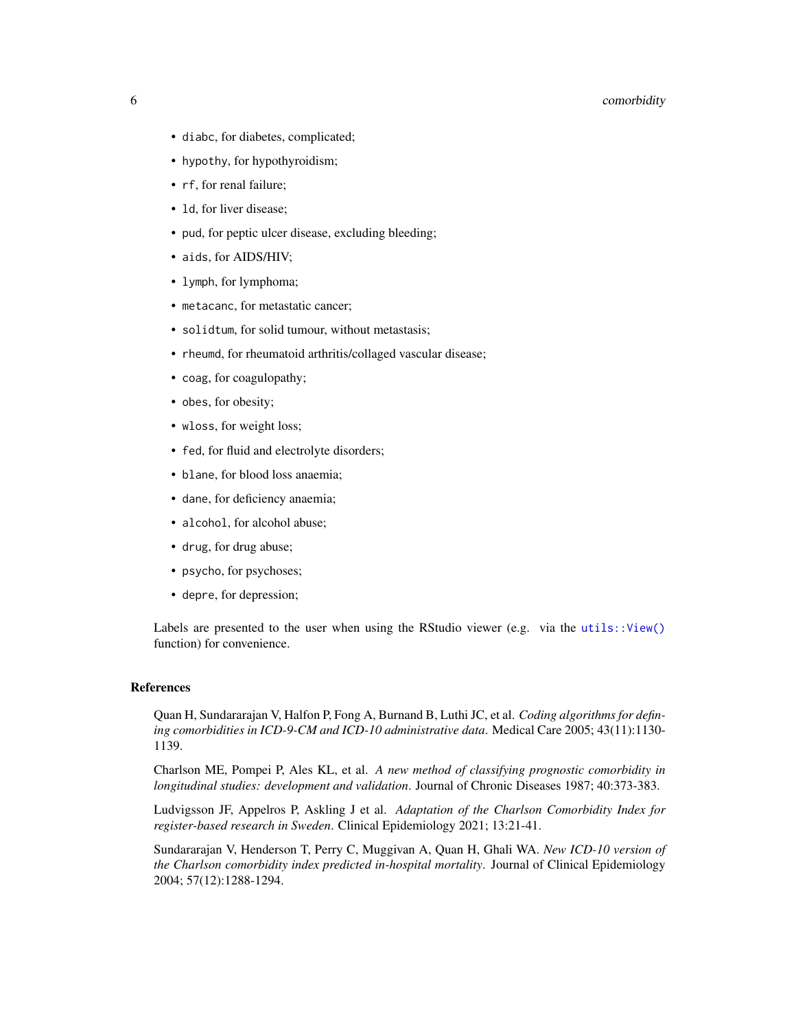- `diabc`, for diabetes, complicated;
- `hypothy`, for hypothyroidism;
- `rf`, for renal failure;
- `ld`, for liver disease;
- `pud`, for peptic ulcer disease, excluding bleeding;
- `aids`, for AIDS/HIV;
- `lymph`, for lymphoma;
- `metacanc`, for metastatic cancer;
- `solidtum`, for solid tumour, without metastasis;
- `rheumd`, for rheumatoid arthritis/collaged vascular disease;
- `coag`, for coagulopathy;
- `obes`, for obesity;
- `wloss`, for weight loss;
- `fed`, for fluid and electrolyte disorders;
- `blane`, for blood loss anaemia;
- `dane`, for deficiency anaemia;
- `alcohol`, for alcohol abuse;
- `drug`, for drug abuse;
- `psycho`, for psychoses;
- `depre`, for depression;

Labels are presented to the user when using the RStudio viewer (e.g. via the `utils::View()` function) for convenience.

### References

Quan H, Sundararajan V, Halfon P, Fong A, Burnand B, Luthi JC, et al. *Coding algorithms for defining comorbidities in ICD-9-CM and ICD-10 administrative data*. Medical Care 2005; 43(11):1130-1139.

Charlson ME, Pompei P, Ales KL, et al. *A new method of classifying prognostic comorbidity in longitudinal studies: development and validation*. Journal of Chronic Diseases 1987; 40:373-383.

Ludvigsson JF, Appelros P, Askling J et al. *Adaptation of the Charlson Comorbidity Index for register-based research in Sweden*. Clinical Epidemiology 2021; 13:21-41.

Sundararajan V, Henderson T, Perry C, Muggivan A, Quan H, Ghali WA. *New ICD-10 version of the Charlson comorbidity index predicted in-hospital mortality*. Journal of Clinical Epidemiology 2004; 57(12):1288-1294.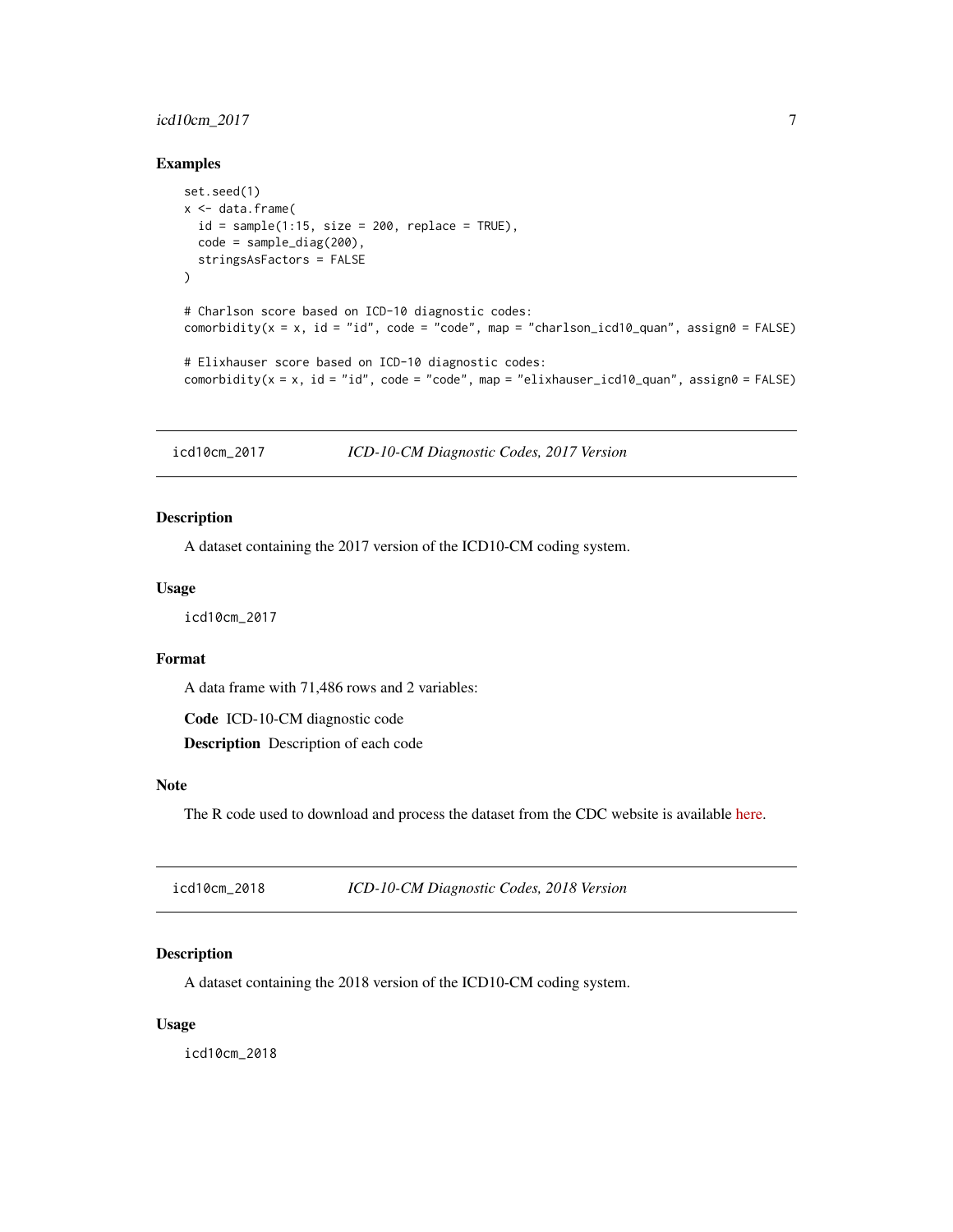### Examples

```
set.seed(1)
x <- data.frame(
  id = sample(1:15, size = 200, replace = TRUE),
  code = sample_diag(200),
  stringsAsFactors = FALSE
)

# Charlson score based on ICD-10 diagnostic codes:
comorbidity(x = x, id = "id", code = "code", map = "charlson_icd10_quan", assign0 = FALSE)

# Elixhauser score based on ICD-10 diagnostic codes:
comorbidity(x = x, id = "id", code = "code", map = "elixhauser_icd10_quan", assign0 = FALSE)
```

---

## icd10cm_2017 — *ICD-10-CM Diagnostic Codes, 2017 Version*

### Description

A dataset containing the 2017 version of the ICD10-CM coding system.

### Usage

```
icd10cm_2017
```

### Format

A data frame with 71,486 rows and 2 variables:

**Code** ICD-10-CM diagnostic code

**Description** Description of each code

### Note

The R code used to download and process the dataset from the CDC website is available here.

---

## icd10cm_2018 — *ICD-10-CM Diagnostic Codes, 2018 Version*

### Description

A dataset containing the 2018 version of the ICD10-CM coding system.

### Usage

```
icd10cm_2018
```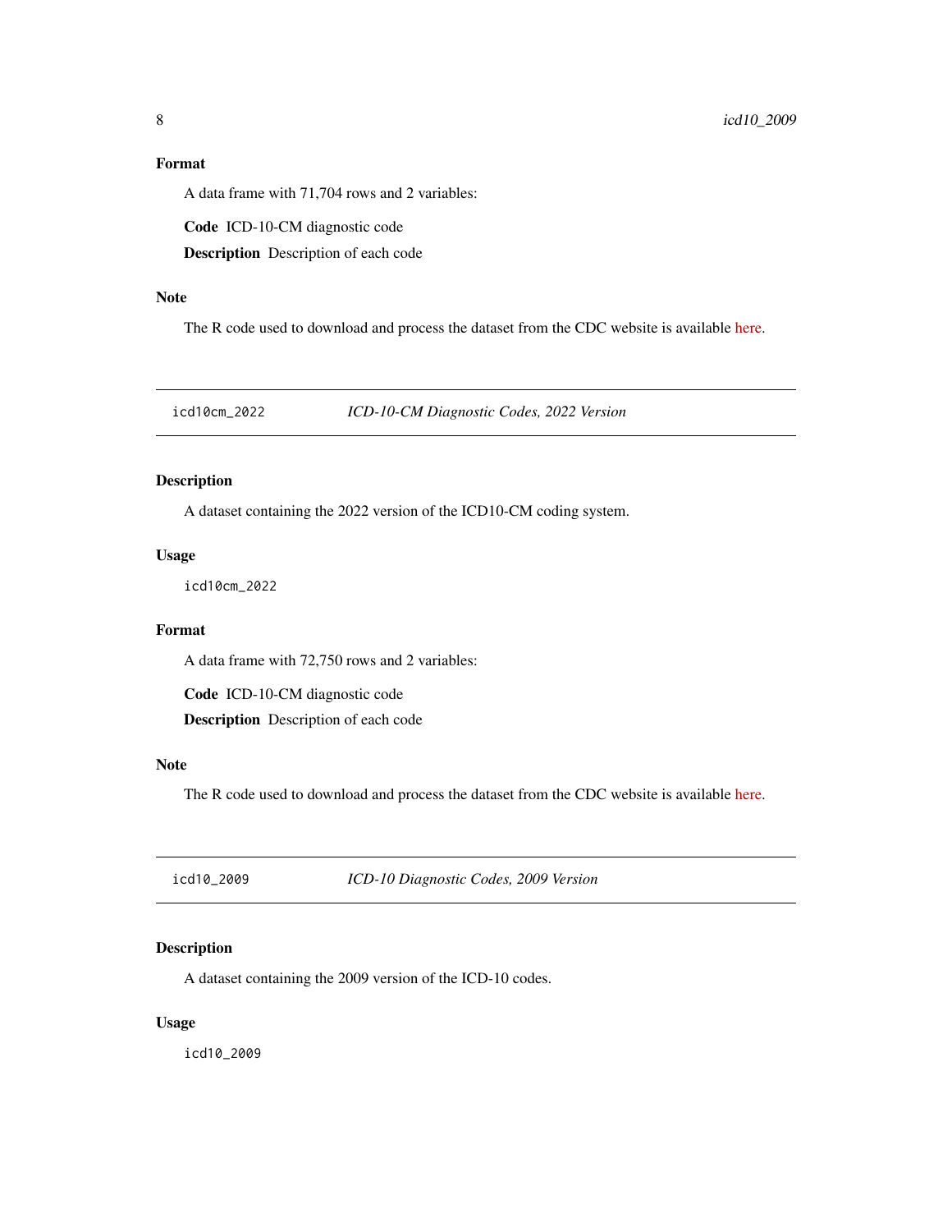### Format

A data frame with 71,704 rows and 2 variables:

**Code** ICD-10-CM diagnostic code

**Description** Description of each code

### Note

The R code used to download and process the dataset from the CDC website is available here.

---

## icd10cm_2022 *ICD-10-CM Diagnostic Codes, 2022 Version*

---

### Description

A dataset containing the 2022 version of the ICD10-CM coding system.

### Usage

```
icd10cm_2022
```

### Format

A data frame with 72,750 rows and 2 variables:

**Code** ICD-10-CM diagnostic code

**Description** Description of each code

### Note

The R code used to download and process the dataset from the CDC website is available here.

---

## icd10_2009 *ICD-10 Diagnostic Codes, 2009 Version*

---

### Description

A dataset containing the 2009 version of the ICD-10 codes.

### Usage

```
icd10_2009
```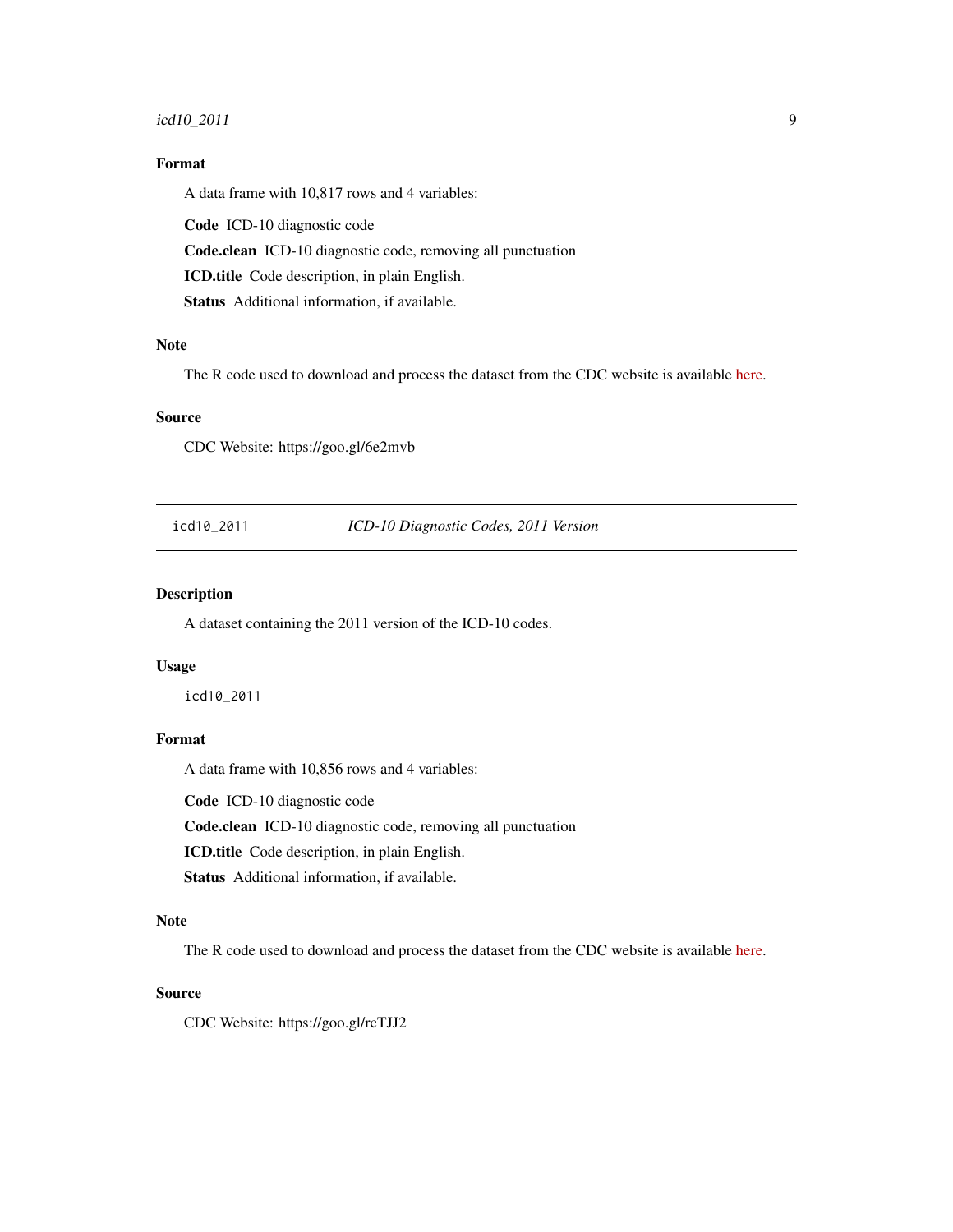## Format

A data frame with 10,817 rows and 4 variables:

**Code** ICD-10 diagnostic code

**Code.clean** ICD-10 diagnostic code, removing all punctuation

**ICD.title** Code description, in plain English.

**Status** Additional information, if available.

## Note

The R code used to download and process the dataset from the CDC website is available here.

## Source

CDC Website: https://goo.gl/6e2mvb

---

# icd10_2011 *ICD-10 Diagnostic Codes, 2011 Version*

## Description

A dataset containing the 2011 version of the ICD-10 codes.

## Usage

```
icd10_2011
```

## Format

A data frame with 10,856 rows and 4 variables:

**Code** ICD-10 diagnostic code

**Code.clean** ICD-10 diagnostic code, removing all punctuation

**ICD.title** Code description, in plain English.

**Status** Additional information, if available.

## Note

The R code used to download and process the dataset from the CDC website is available here.

## Source

CDC Website: https://goo.gl/rcTJJ2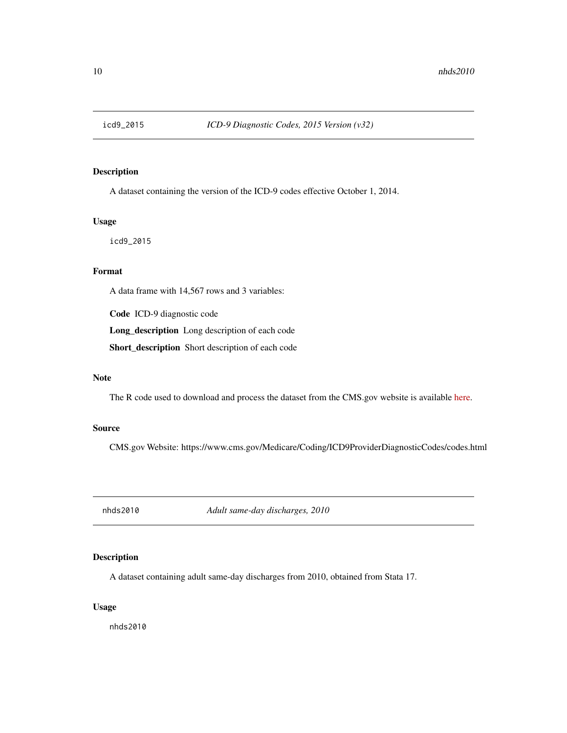## icd9_2015 *ICD-9 Diagnostic Codes, 2015 Version (v32)*

### Description

A dataset containing the version of the ICD-9 codes effective October 1, 2014.

### Usage

```
icd9_2015
```

### Format

A data frame with 14,567 rows and 3 variables:

**Code** ICD-9 diagnostic code

**Long_description** Long description of each code

**Short_description** Short description of each code

### Note

The R code used to download and process the dataset from the CMS.gov website is available here.

### Source

CMS.gov Website: https://www.cms.gov/Medicare/Coding/ICD9ProviderDiagnosticCodes/codes.html

## nhds2010 *Adult same-day discharges, 2010*

### Description

A dataset containing adult same-day discharges from 2010, obtained from Stata 17.

### Usage

```
nhds2010
```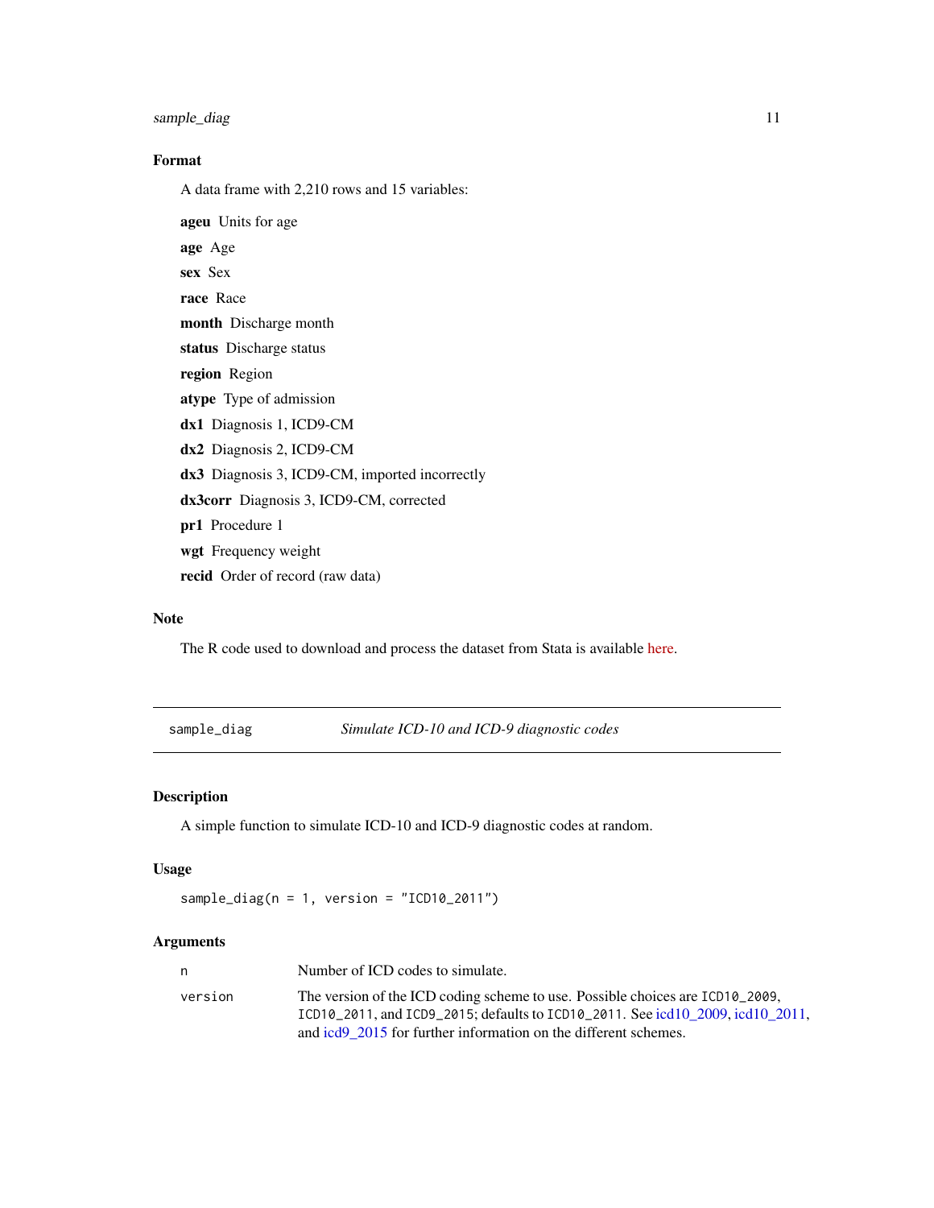## Format

A data frame with 2,210 rows and 15 variables:

**ageu** Units for age

**age** Age

**sex** Sex

**race** Race

**month** Discharge month

**status** Discharge status

**region** Region

**atype** Type of admission

**dx1** Diagnosis 1, ICD9-CM

**dx2** Diagnosis 2, ICD9-CM

**dx3** Diagnosis 3, ICD9-CM, imported incorrectly

**dx3corr** Diagnosis 3, ICD9-CM, corrected

**pr1** Procedure 1

**wgt** Frequency weight

**recid** Order of record (raw data)

## Note

The R code used to download and process the dataset from Stata is available here.

---

# sample_diag *Simulate ICD-10 and ICD-9 diagnostic codes*

## Description

A simple function to simulate ICD-10 and ICD-9 diagnostic codes at random.

## Usage

```
sample_diag(n = 1, version = "ICD10_2011")
```

## Arguments

| | |
|---|---|
| n | Number of ICD codes to simulate. |
| version | The version of the ICD coding scheme to use. Possible choices are `ICD10_2009`, `ICD10_2011`, and `ICD9_2015`; defaults to `ICD10_2011`. See icd10_2009, icd10_2011, and icd9_2015 for further information on the different schemes. |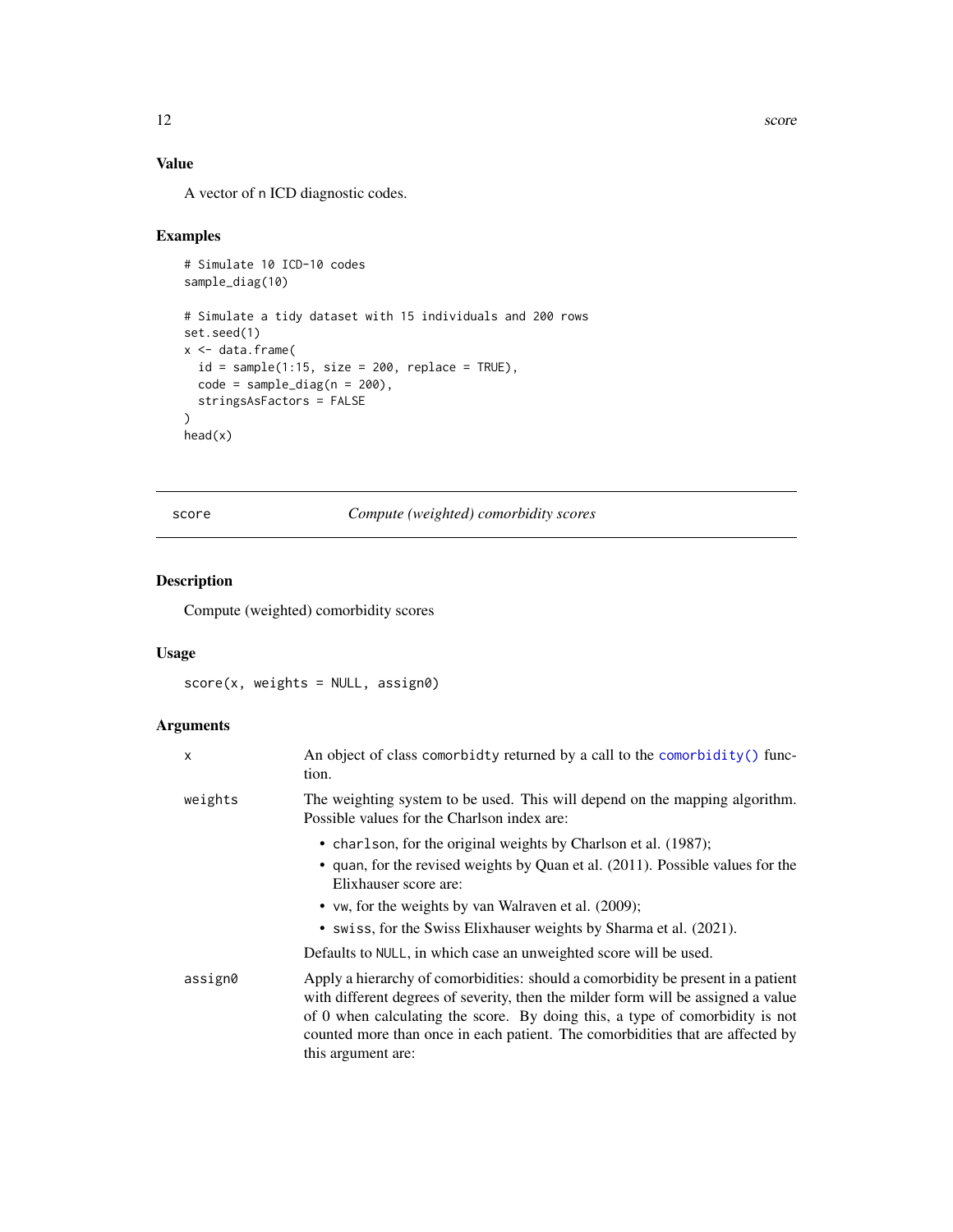### Value

A vector of n ICD diagnostic codes.

### Examples

```
# Simulate 10 ICD-10 codes
sample_diag(10)

# Simulate a tidy dataset with 15 individuals and 200 rows
set.seed(1)
x <- data.frame(
  id = sample(1:15, size = 200, replace = TRUE),
  code = sample_diag(n = 200),
  stringsAsFactors = FALSE
)
head(x)
```

---

## score — *Compute (weighted) comorbidity scores*

### Description

Compute (weighted) comorbidity scores

### Usage

```
score(x, weights = NULL, assign0)
```

### Arguments

| | |
|---|---|
| `x` | An object of class `comorbidty` returned by a call to the `comorbidity()` function. |
| `weights` | The weighting system to be used. This will depend on the mapping algorithm. Possible values for the Charlson index are: <br>• `charlson`, for the original weights by Charlson et al. (1987); <br>• `quan`, for the revised weights by Quan et al. (2011). Possible values for the Elixhauser score are: <br>• `vw`, for the weights by van Walraven et al. (2009); <br>• `swiss`, for the Swiss Elixhauser weights by Sharma et al. (2021). <br>Defaults to `NULL`, in which case an unweighted score will be used. |
| `assign0` | Apply a hierarchy of comorbidities: should a comorbidity be present in a patient with different degrees of severity, then the milder form will be assigned a value of 0 when calculating the score. By doing this, a type of comorbidity is not counted more than once in each patient. The comorbidities that are affected by this argument are: |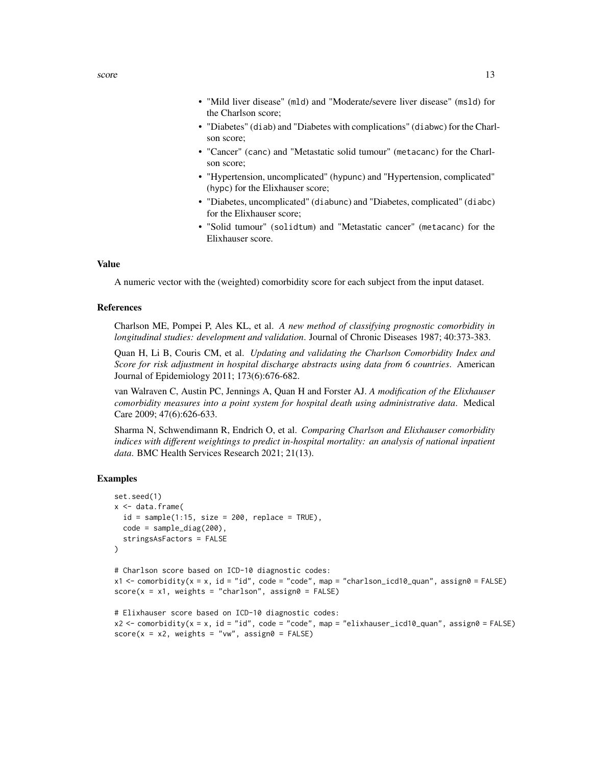- "Mild liver disease" (mld) and "Moderate/severe liver disease" (msld) for the Charlson score;
- "Diabetes" (diab) and "Diabetes with complications" (diabwc) for the Charlson score;
- "Cancer" (canc) and "Metastatic solid tumour" (metacanc) for the Charlson score;
- "Hypertension, uncomplicated" (hypunc) and "Hypertension, complicated" (hypc) for the Elixhauser score;
- "Diabetes, uncomplicated" (diabunc) and "Diabetes, complicated" (diabc) for the Elixhauser score;
- "Solid tumour" (solidtum) and "Metastatic cancer" (metacanc) for the Elixhauser score.

### Value

A numeric vector with the (weighted) comorbidity score for each subject from the input dataset.

### References

Charlson ME, Pompei P, Ales KL, et al. *A new method of classifying prognostic comorbidity in longitudinal studies: development and validation*. Journal of Chronic Diseases 1987; 40:373-383.

Quan H, Li B, Couris CM, et al. *Updating and validating the Charlson Comorbidity Index and Score for risk adjustment in hospital discharge abstracts using data from 6 countries*. American Journal of Epidemiology 2011; 173(6):676-682.

van Walraven C, Austin PC, Jennings A, Quan H and Forster AJ. *A modification of the Elixhauser comorbidity measures into a point system for hospital death using administrative data*. Medical Care 2009; 47(6):626-633.

Sharma N, Schwendimann R, Endrich O, et al. *Comparing Charlson and Elixhauser comorbidity indices with different weightings to predict in-hospital mortality: an analysis of national inpatient data*. BMC Health Services Research 2021; 21(13).

### Examples

```
set.seed(1)
x <- data.frame(
  id = sample(1:15, size = 200, replace = TRUE),
  code = sample_diag(200),
  stringsAsFactors = FALSE
)

# Charlson score based on ICD-10 diagnostic codes:
x1 <- comorbidity(x = x, id = "id", code = "code", map = "charlson_icd10_quan", assign0 = FALSE)
score(x = x1, weights = "charlson", assign0 = FALSE)

# Elixhauser score based on ICD-10 diagnostic codes:
x2 <- comorbidity(x = x, id = "id", code = "code", map = "elixhauser_icd10_quan", assign0 = FALSE)
score(x = x2, weights = "vw", assign0 = FALSE)
```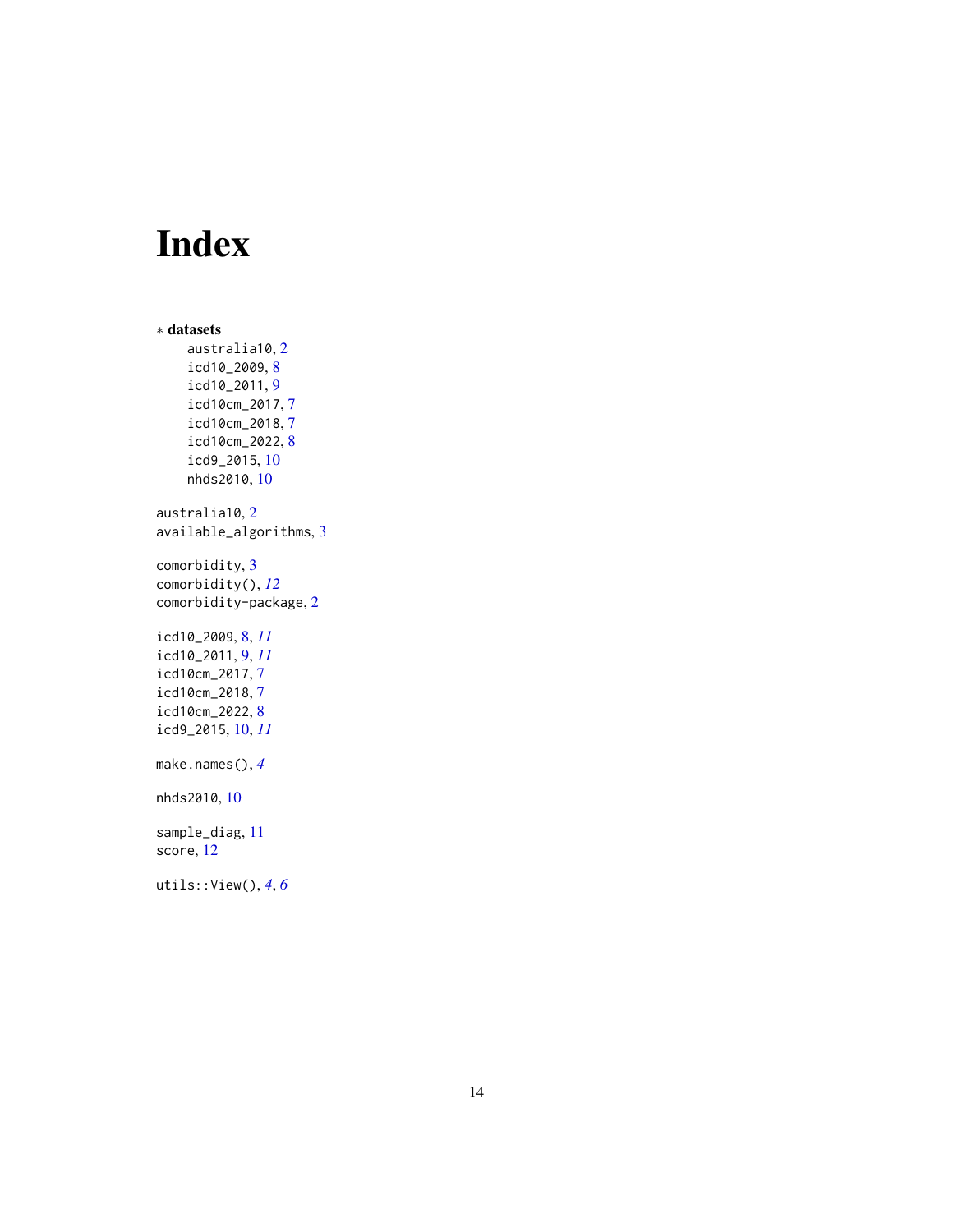# Index

∗ **datasets**

- australia10, 2
- icd10_2009, 8
- icd10_2011, 9
- icd10cm_2017, 7
- icd10cm_2018, 7
- icd10cm_2022, 8
- icd9_2015, 10
- nhds2010, 10

australia10, 2
available_algorithms, 3

comorbidity, 3
comorbidity(), *12*
comorbidity-package, 2

icd10_2009, 8, *11*
icd10_2011, 9, *11*
icd10cm_2017, 7
icd10cm_2018, 7
icd10cm_2022, 8
icd9_2015, 10, *11*

make.names(), *4*

nhds2010, 10

sample_diag, 11
score, 12

utils::View(), *4*, *6*